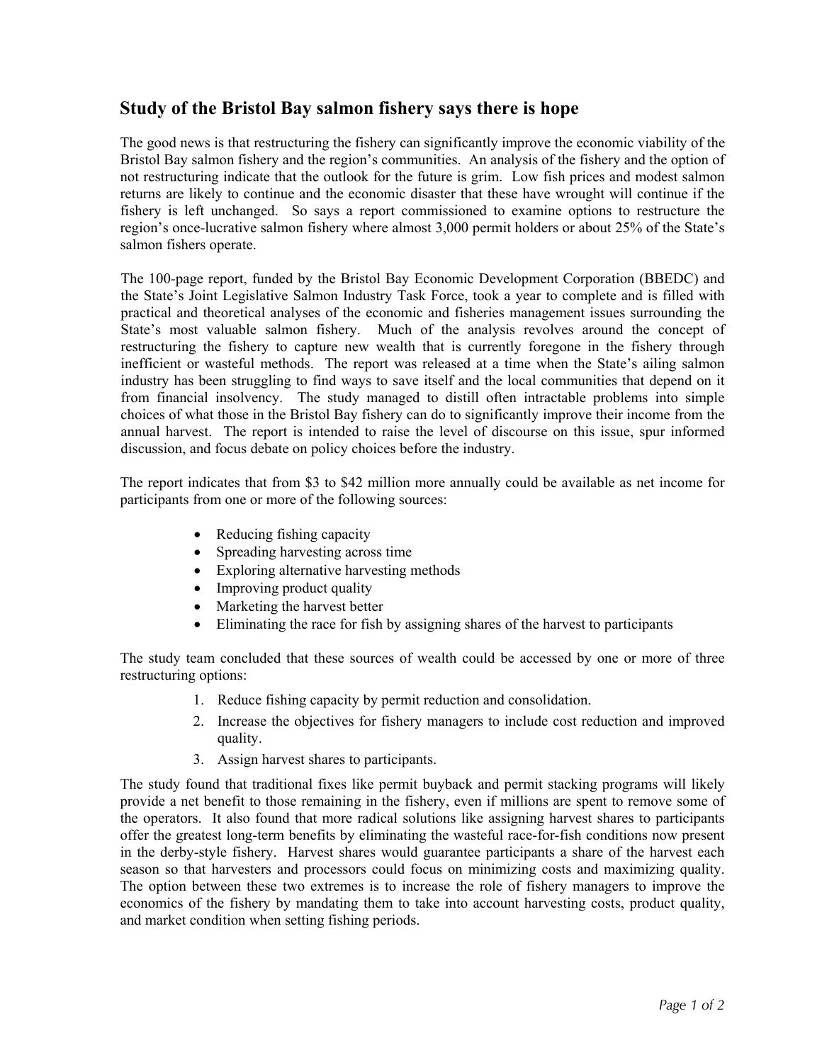## Study of the Bristol Bay salmon fishery says there is hope

The good news is that restructuring the fishery can significantly improve the economic viability of the Bristol Bay salmon fishery and the region's communities. An analysis of the fishery and the option of not restructuring indicate that the outlook for the future is grim. Low fish prices and modest salmon returns are likely to continue and the economic disaster that these have wrought will continue if the fishery is left unchanged. So says a report commissioned to examine options to restructure the region's once-lucrative salmon fishery where almost 3,000 permit holders or about 25% of the State's salmon fishers operate.

The 100-page report, funded by the Bristol Bay Economic Development Corporation (BBEDC) and the State's Joint Legislative Salmon Industry Task Force, took a year to complete and is filled with practical and theoretical analyses of the economic and fisheries management issues surrounding the State's most valuable salmon fishery. Much of the analysis revolves around the concept of restructuring the fishery to capture new wealth that is currently foregone in the fishery through inefficient or wasteful methods. The report was released at a time when the State's ailing salmon industry has been struggling to find ways to save itself and the local communities that depend on it from financial insolvency. The study managed to distill often intractable problems into simple choices of what those in the Bristol Bay fishery can do to significantly improve their income from the annual harvest. The report is intended to raise the level of discourse on this issue, spur informed discussion, and focus debate on policy choices before the industry.

The report indicates that from $3 to $42 million more annually could be available as net income for participants from one or more of the following sources:

- Reducing fishing capacity
- Spreading harvesting across time
- Exploring alternative harvesting methods
- Improving product quality
- Marketing the harvest better
- Eliminating the race for fish by assigning shares of the harvest to participants

The study team concluded that these sources of wealth could be accessed by one or more of three restructuring options:

1. Reduce fishing capacity by permit reduction and consolidation.
2. Increase the objectives for fishery managers to include cost reduction and improved quality.
3. Assign harvest shares to participants.

The study found that traditional fixes like permit buyback and permit stacking programs will likely provide a net benefit to those remaining in the fishery, even if millions are spent to remove some of the operators. It also found that more radical solutions like assigning harvest shares to participants offer the greatest long-term benefits by eliminating the wasteful race-for-fish conditions now present in the derby-style fishery. Harvest shares would guarantee participants a share of the harvest each season so that harvesters and processors could focus on minimizing costs and maximizing quality. The option between these two extremes is to increase the role of fishery managers to improve the economics of the fishery by mandating them to take into account harvesting costs, product quality, and market condition when setting fishing periods.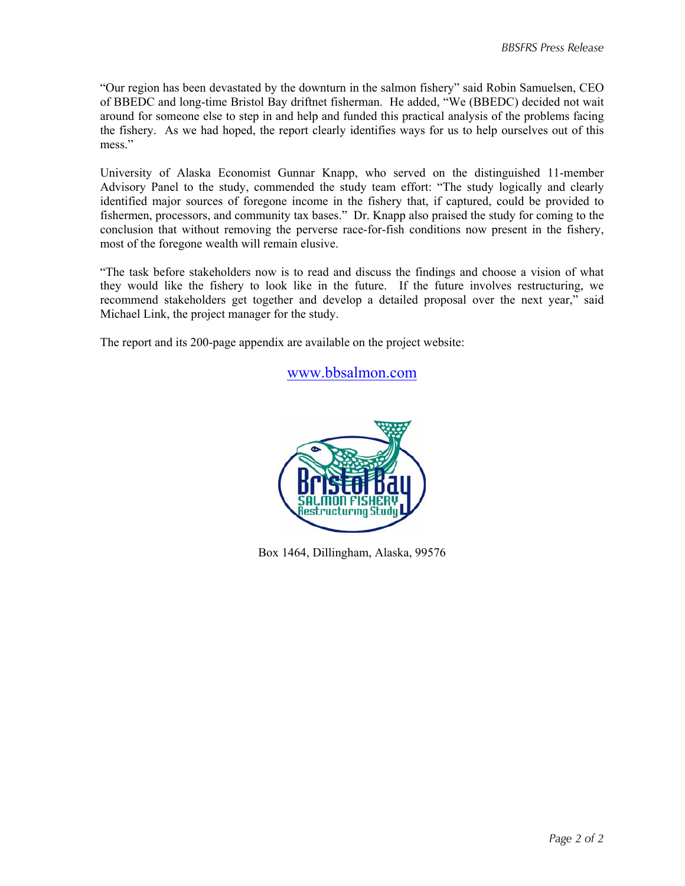"Our region has been devastated by the downturn in the salmon fishery" said Robin Samuelsen, CEO of BBEDC and long-time Bristol Bay driftnet fisherman. He added, "We (BBEDC) decided not wait around for someone else to step in and help and funded this practical analysis of the problems facing the fishery. As we had hoped, the report clearly identifies ways for us to help ourselves out of this mess."

University of Alaska Economist Gunnar Knapp, who served on the distinguished 11-member Advisory Panel to the study, commended the study team effort: "The study logically and clearly identified major sources of foregone income in the fishery that, if captured, could be provided to fishermen, processors, and community tax bases." Dr. Knapp also praised the study for coming to the conclusion that without removing the perverse race-for-fish conditions now present in the fishery, most of the foregone wealth will remain elusive.

"The task before stakeholders now is to read and discuss the findings and choose a vision of what they would like the fishery to look like in the future. If the future involves restructuring, we recommend stakeholders get together and develop a detailed proposal over the next year," said Michael Link, the project manager for the study.

The report and its 200-page appendix are available on the project website:

www.bbsalmon.com

Bristol Bay
SALMON FISHERY
Restructuring Study

Box 1464, Dillingham, Alaska, 99576